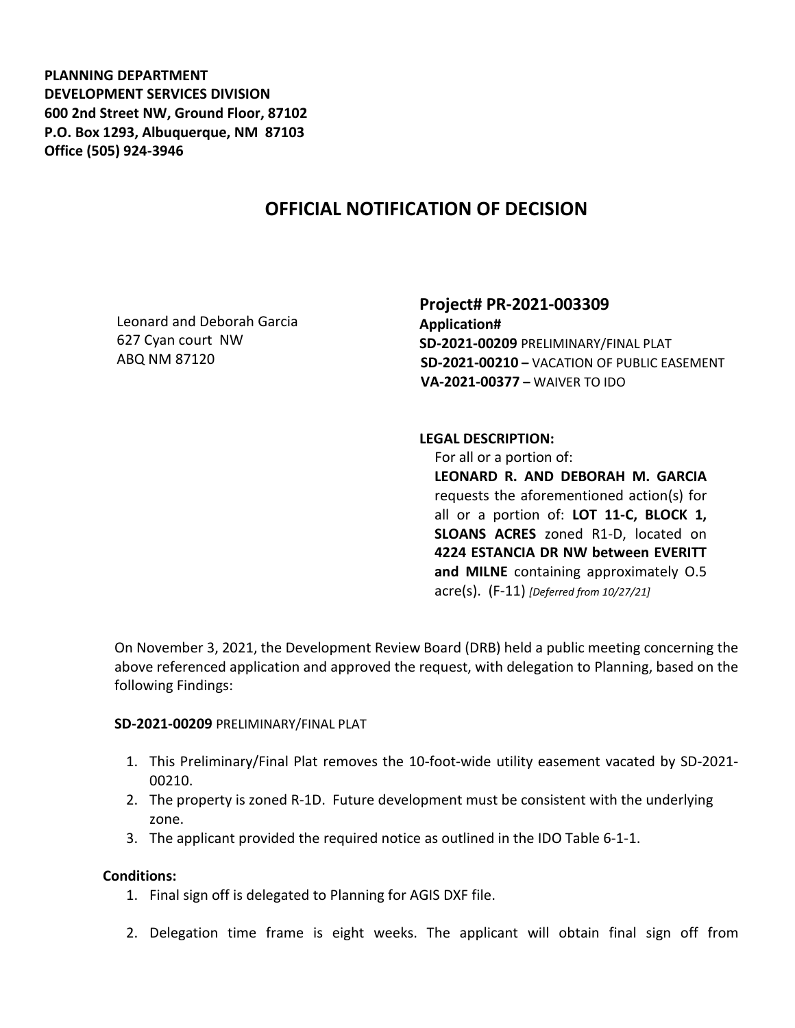**PLANNING DEPARTMENT**
**DEVELOPMENT SERVICES DIVISION**
**600 2nd Street NW, Ground Floor, 87102**
**P.O. Box 1293, Albuquerque, NM 87103**
**Office (505) 924-3946**

# OFFICIAL NOTIFICATION OF DECISION

Leonard and Deborah Garcia
627 Cyan court NW
ABQ NM 87120

## Project# PR-2021-003309

**Application#**
**SD-2021-00209** PRELIMINARY/FINAL PLAT
**SD-2021-00210 –** VACATION OF PUBLIC EASEMENT
**VA-2021-00377 –** WAIVER TO IDO

**LEGAL DESCRIPTION:**
For all or a portion of:
**LEONARD R. AND DEBORAH M. GARCIA** requests the aforementioned action(s) for all or a portion of: **LOT 11-C, BLOCK 1, SLOANS ACRES** zoned R1-D, located on **4224 ESTANCIA DR NW between EVERITT and MILNE** containing approximately O.5 acre(s). (F-11) *[Deferred from 10/27/21]*

On November 3, 2021, the Development Review Board (DRB) held a public meeting concerning the above referenced application and approved the request, with delegation to Planning, based on the following Findings:

**SD-2021-00209** PRELIMINARY/FINAL PLAT

1. This Preliminary/Final Plat removes the 10-foot-wide utility easement vacated by SD-2021-00210.
2. The property is zoned R-1D. Future development must be consistent with the underlying zone.
3. The applicant provided the required notice as outlined in the IDO Table 6-1-1.

**Conditions:**

1. Final sign off is delegated to Planning for AGIS DXF file.
2. Delegation time frame is eight weeks. The applicant will obtain final sign off from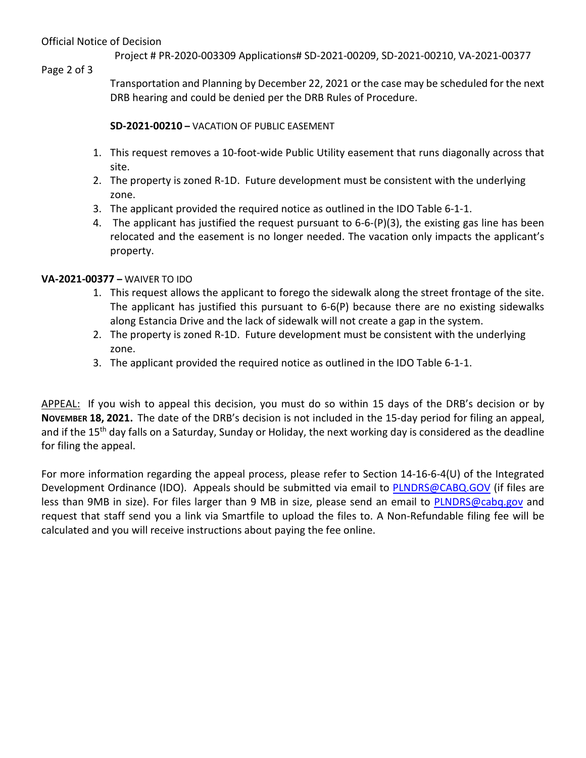Transportation and Planning by December 22, 2021 or the case may be scheduled for the next DRB hearing and could be denied per the DRB Rules of Procedure.

**SD-2021-00210 –** VACATION OF PUBLIC EASEMENT

1. This request removes a 10-foot-wide Public Utility easement that runs diagonally across that site.
2. The property is zoned R-1D. Future development must be consistent with the underlying zone.
3. The applicant provided the required notice as outlined in the IDO Table 6-1-1.
4. The applicant has justified the request pursuant to 6-6-(P)(3), the existing gas line has been relocated and the easement is no longer needed. The vacation only impacts the applicant's property.

**VA-2021-00377 –** WAIVER TO IDO

1. This request allows the applicant to forego the sidewalk along the street frontage of the site. The applicant has justified this pursuant to 6-6(P) because there are no existing sidewalks along Estancia Drive and the lack of sidewalk will not create a gap in the system.
2. The property is zoned R-1D. Future development must be consistent with the underlying zone.
3. The applicant provided the required notice as outlined in the IDO Table 6-1-1.

APPEAL: If you wish to appeal this decision, you must do so within 15 days of the DRB's decision or by **NOVEMBER 18, 2021.** The date of the DRB's decision is not included in the 15-day period for filing an appeal, and if the 15th day falls on a Saturday, Sunday or Holiday, the next working day is considered as the deadline for filing the appeal.

For more information regarding the appeal process, please refer to Section 14-16-6-4(U) of the Integrated Development Ordinance (IDO). Appeals should be submitted via email to PLNDRS@CABQ.GOV (if files are less than 9MB in size). For files larger than 9 MB in size, please send an email to PLNDRS@cabq.gov and request that staff send you a link via Smartfile to upload the files to. A Non-Refundable filing fee will be calculated and you will receive instructions about paying the fee online.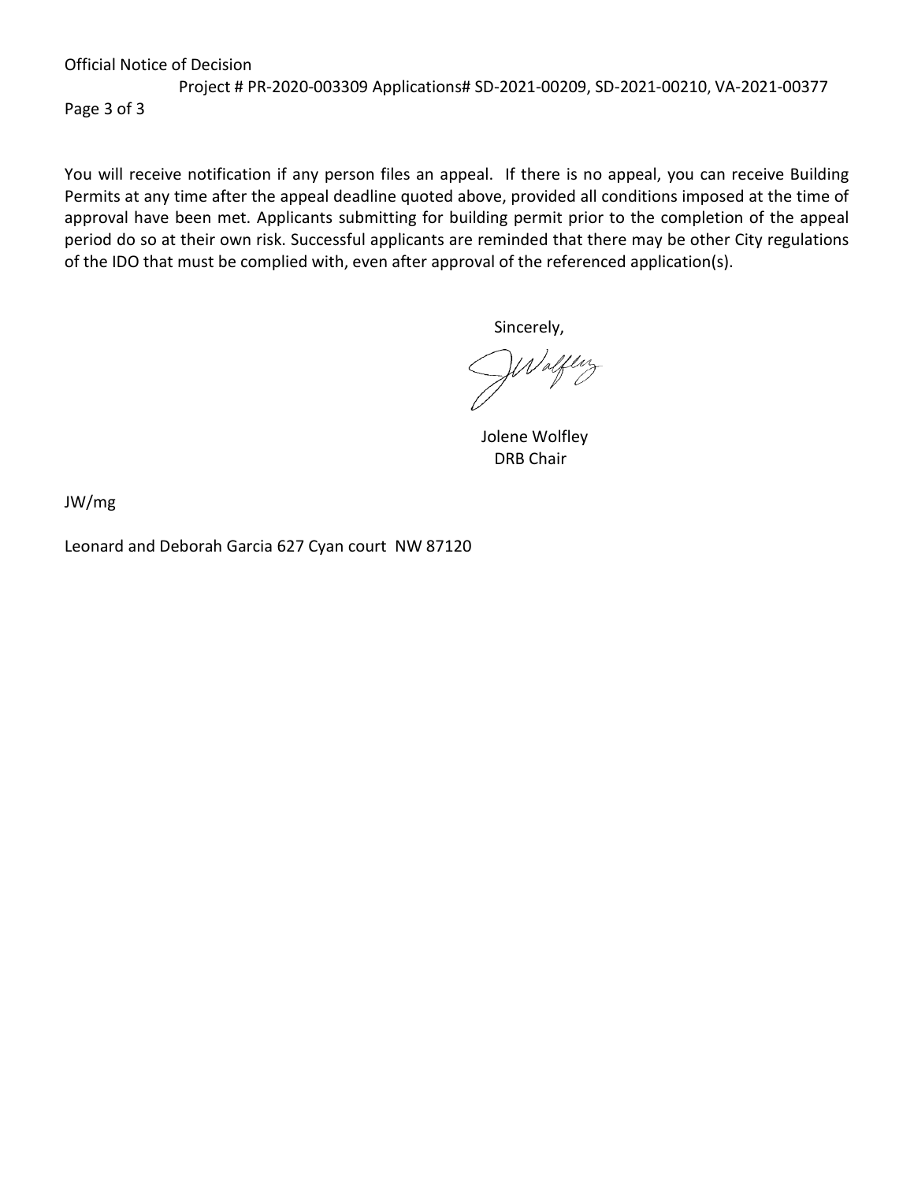You will receive notification if any person files an appeal. If there is no appeal, you can receive Building Permits at any time after the appeal deadline quoted above, provided all conditions imposed at the time of approval have been met. Applicants submitting for building permit prior to the completion of the appeal period do so at their own risk. Successful applicants are reminded that there may be other City regulations of the IDO that must be complied with, even after approval of the referenced application(s).

Sincerely,

Jolene Wolfley
DRB Chair

JW/mg

Leonard and Deborah Garcia 627 Cyan court NW 87120